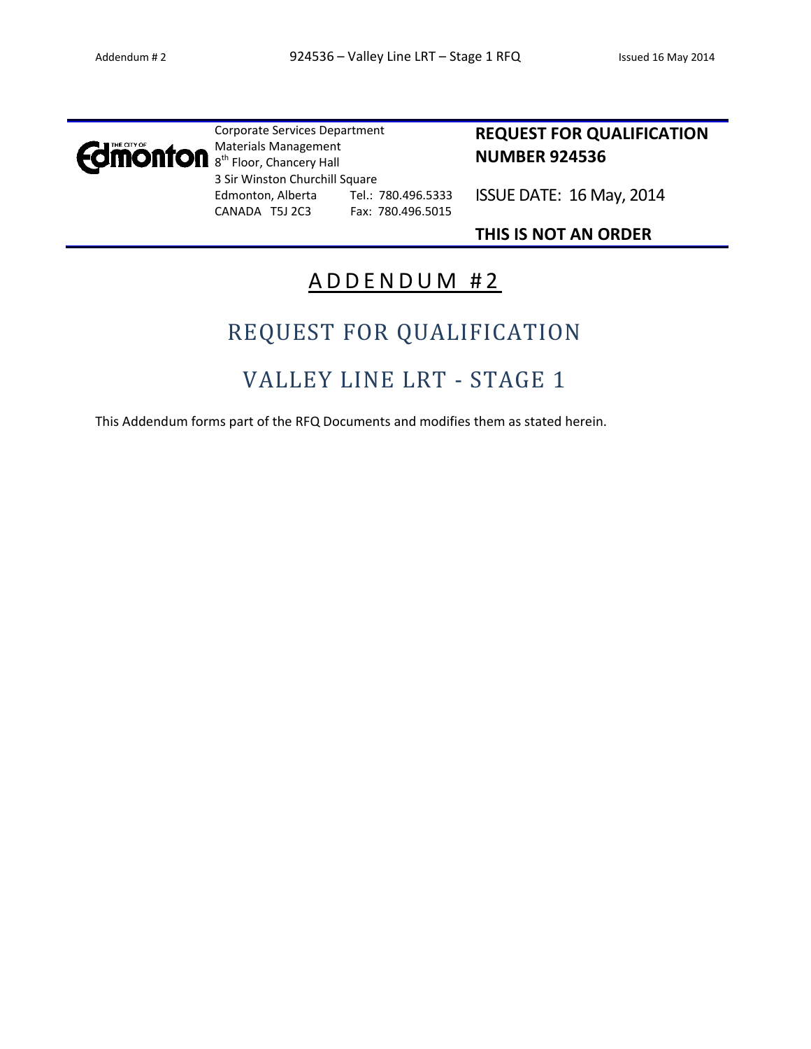Corporate Services Department
Materials Management
8th Floor, Chancery Hall
3 Sir Winston Churchill Square
Edmonton, Alberta Tel.: 780.496.5333
CANADA T5J 2C3 Fax: 780.496.5015

**REQUEST FOR QUALIFICATION NUMBER 924536**

ISSUE DATE: 16 May, 2014

**THIS IS NOT AN ORDER**

# ADDENDUM #2

# REQUEST FOR QUALIFICATION

# VALLEY LINE LRT - STAGE 1

This Addendum forms part of the RFQ Documents and modifies them as stated herein.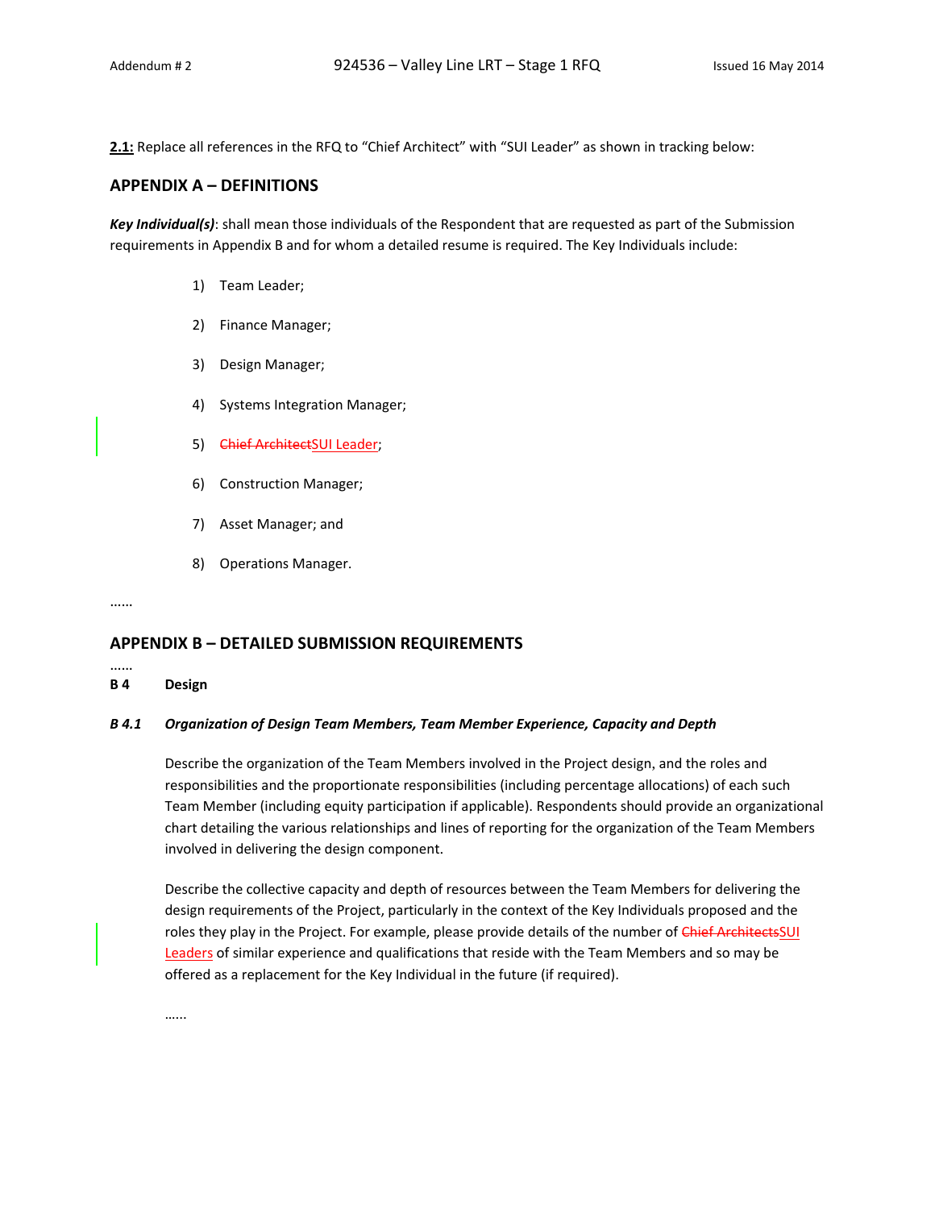**2.1:** Replace all references in the RFQ to "Chief Architect" with "SUI Leader" as shown in tracking below:

## APPENDIX A – DEFINITIONS

***Key Individual(s)***: shall mean those individuals of the Respondent that are requested as part of the Submission requirements in Appendix B and for whom a detailed resume is required. The Key Individuals include:

1) Team Leader;
2) Finance Manager;
3) Design Manager;
4) Systems Integration Manager;
5) ~~Chief Architect~~SUI Leader;
6) Construction Manager;
7) Asset Manager; and
8) Operations Manager.

……

## APPENDIX B – DETAILED SUBMISSION REQUIREMENTS

……

### B 4 Design

#### *B 4.1 Organization of Design Team Members, Team Member Experience, Capacity and Depth*

Describe the organization of the Team Members involved in the Project design, and the roles and responsibilities and the proportionate responsibilities (including percentage allocations) of each such Team Member (including equity participation if applicable). Respondents should provide an organizational chart detailing the various relationships and lines of reporting for the organization of the Team Members involved in delivering the design component.

Describe the collective capacity and depth of resources between the Team Members for delivering the design requirements of the Project, particularly in the context of the Key Individuals proposed and the roles they play in the Project. For example, please provide details of the number of ~~Chief Architects~~SUI Leaders of similar experience and qualifications that reside with the Team Members and so may be offered as a replacement for the Key Individual in the future (if required).

……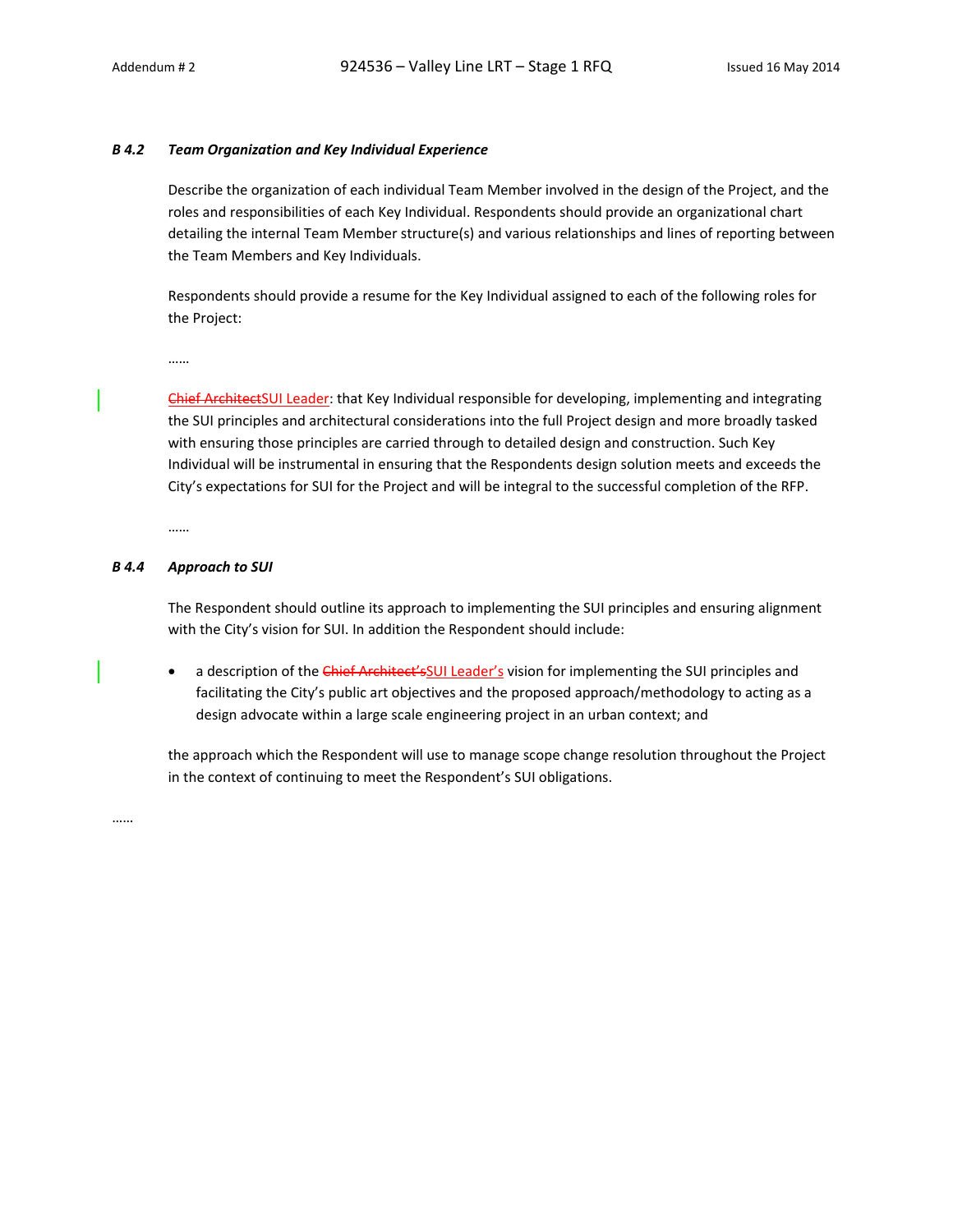### *B 4.2 Team Organization and Key Individual Experience*

Describe the organization of each individual Team Member involved in the design of the Project, and the roles and responsibilities of each Key Individual. Respondents should provide an organizational chart detailing the internal Team Member structure(s) and various relationships and lines of reporting between the Team Members and Key Individuals.

Respondents should provide a resume for the Key Individual assigned to each of the following roles for the Project:

……

~~Chief Architect~~SUI Leader: that Key Individual responsible for developing, implementing and integrating the SUI principles and architectural considerations into the full Project design and more broadly tasked with ensuring those principles are carried through to detailed design and construction. Such Key Individual will be instrumental in ensuring that the Respondents design solution meets and exceeds the City's expectations for SUI for the Project and will be integral to the successful completion of the RFP.

……

### *B 4.4 Approach to SUI*

The Respondent should outline its approach to implementing the SUI principles and ensuring alignment with the City's vision for SUI. In addition the Respondent should include:

- a description of the ~~Chief Architect's~~SUI Leader's vision for implementing the SUI principles and facilitating the City's public art objectives and the proposed approach/methodology to acting as a design advocate within a large scale engineering project in an urban context; and

the approach which the Respondent will use to manage scope change resolution throughout the Project in the context of continuing to meet the Respondent's SUI obligations.

……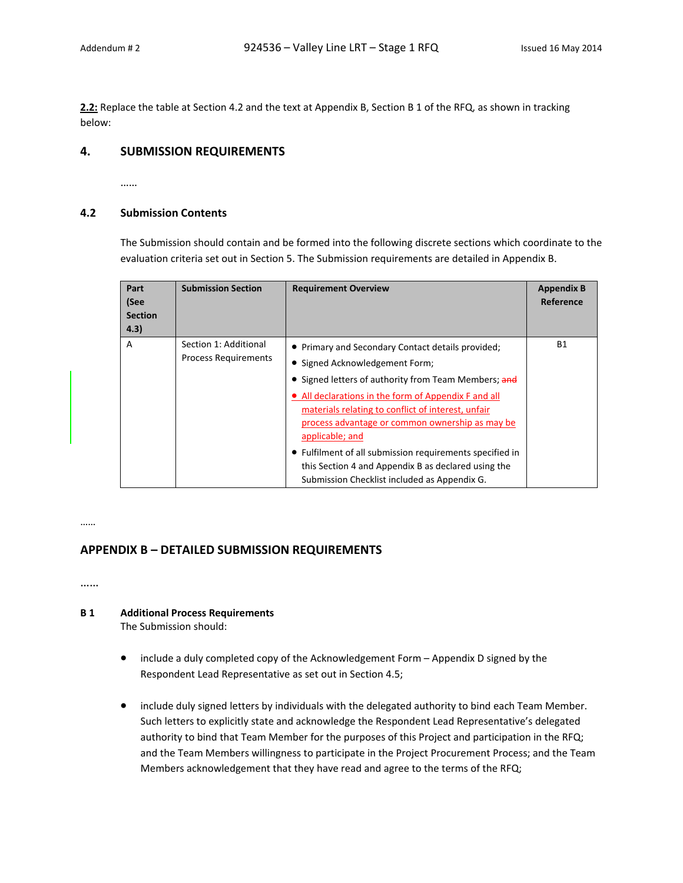**2.2:** Replace the table at Section 4.2 and the text at Appendix B, Section B 1 of the RFQ, as shown in tracking below:

## 4. SUBMISSION REQUIREMENTS

......

### 4.2 Submission Contents

The Submission should contain and be formed into the following discrete sections which coordinate to the evaluation criteria set out in Section 5. The Submission requirements are detailed in Appendix B.

| Part (See Section 4.3) | Submission Section | Requirement Overview | Appendix B Reference |
|---|---|---|---|
| A | Section 1: Additional Process Requirements | • Primary and Secondary Contact details provided;<br>• Signed Acknowledgement Form;<br>• Signed letters of authority from Team Members; ~~and~~<br>• <u>All declarations in the form of Appendix F and all materials relating to conflict of interest, unfair process advantage or common ownership as may be applicable; and</u><br>• Fulfilment of all submission requirements specified in this Section 4 and Appendix B as declared using the Submission Checklist included as Appendix G. | B1 |

......

## APPENDIX B – DETAILED SUBMISSION REQUIREMENTS

......

### B 1 Additional Process Requirements

The Submission should:

- include a duly completed copy of the Acknowledgement Form – Appendix D signed by the Respondent Lead Representative as set out in Section 4.5;

- include duly signed letters by individuals with the delegated authority to bind each Team Member. Such letters to explicitly state and acknowledge the Respondent Lead Representative's delegated authority to bind that Team Member for the purposes of this Project and participation in the RFQ; and the Team Members willingness to participate in the Project Procurement Process; and the Team Members acknowledgement that they have read and agree to the terms of the RFQ;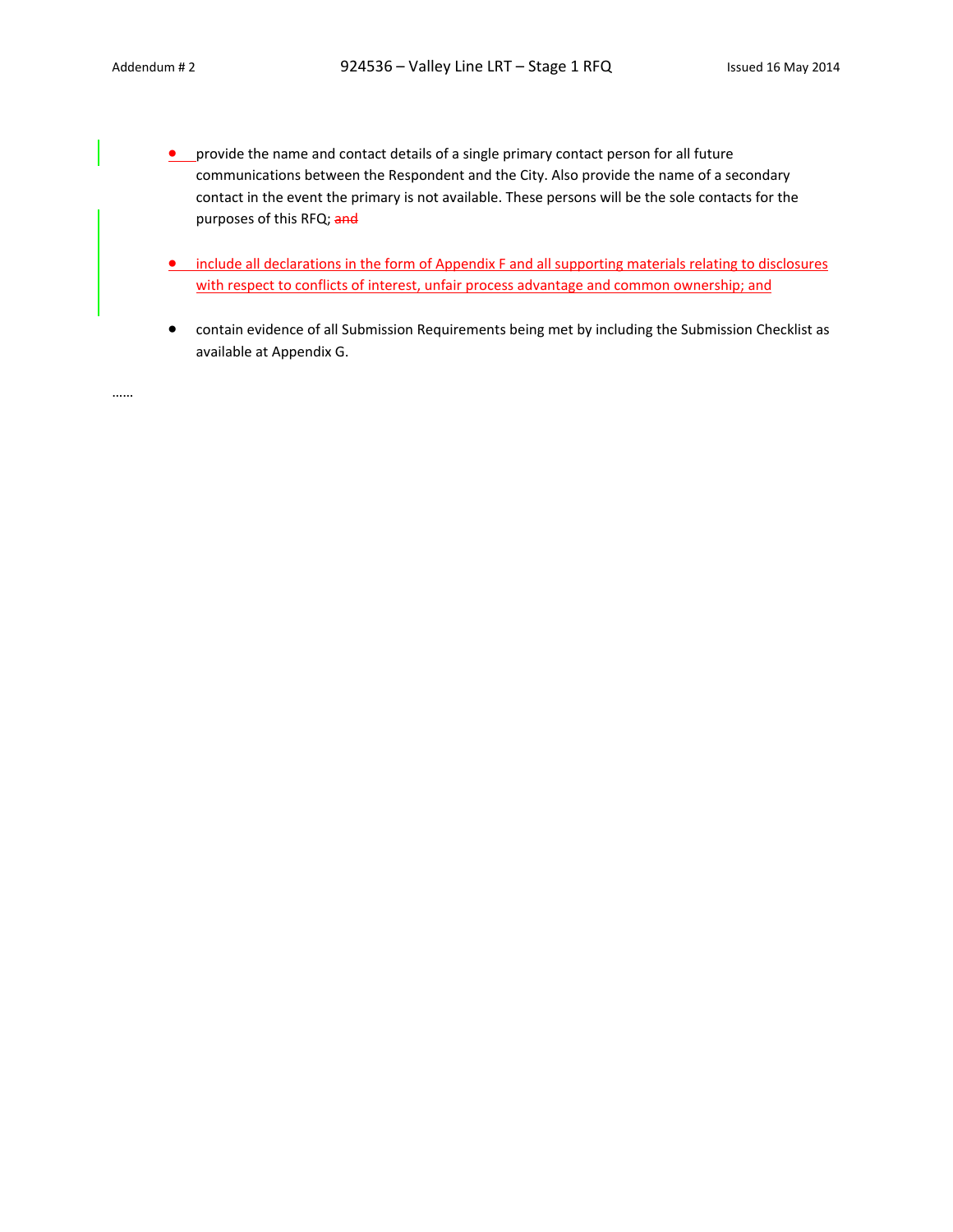- provide the name and contact details of a single primary contact person for all future communications between the Respondent and the City. Also provide the name of a secondary contact in the event the primary is not available. These persons will be the sole contacts for the purposes of this RFQ; ~~and~~

- <u>include all declarations in the form of Appendix F and all supporting materials relating to disclosures with respect to conflicts of interest, unfair process advantage and common ownership; and</u>

- contain evidence of all Submission Requirements being met by including the Submission Checklist as available at Appendix G.

……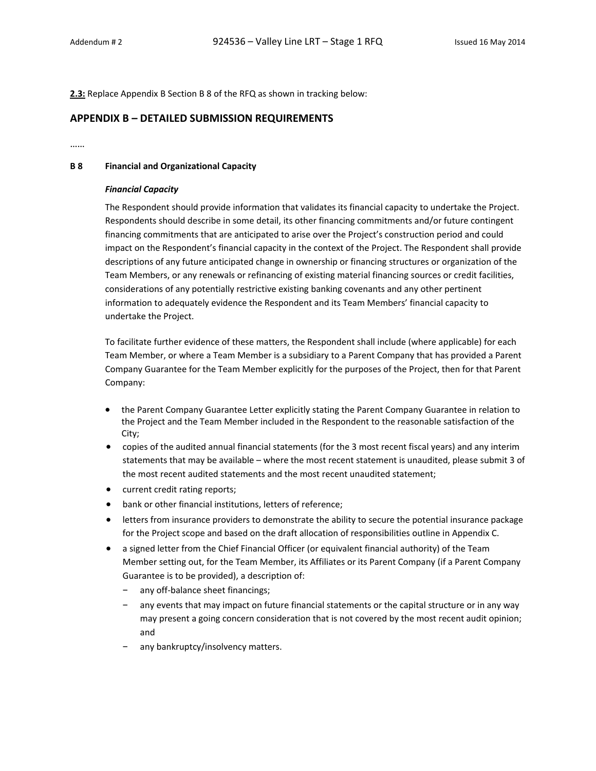**2.3:** Replace Appendix B Section B 8 of the RFQ as shown in tracking below:

## APPENDIX B – DETAILED SUBMISSION REQUIREMENTS

……

### B 8 Financial and Organizational Capacity

***Financial Capacity***

The Respondent should provide information that validates its financial capacity to undertake the Project. Respondents should describe in some detail, its other financing commitments and/or future contingent financing commitments that are anticipated to arise over the Project's construction period and could impact on the Respondent's financial capacity in the context of the Project. The Respondent shall provide descriptions of any future anticipated change in ownership or financing structures or organization of the Team Members, or any renewals or refinancing of existing material financing sources or credit facilities, considerations of any potentially restrictive existing banking covenants and any other pertinent information to adequately evidence the Respondent and its Team Members' financial capacity to undertake the Project.

To facilitate further evidence of these matters, the Respondent shall include (where applicable) for each Team Member, or where a Team Member is a subsidiary to a Parent Company that has provided a Parent Company Guarantee for the Team Member explicitly for the purposes of the Project, then for that Parent Company:

- the Parent Company Guarantee Letter explicitly stating the Parent Company Guarantee in relation to the Project and the Team Member included in the Respondent to the reasonable satisfaction of the City;
- copies of the audited annual financial statements (for the 3 most recent fiscal years) and any interim statements that may be available – where the most recent statement is unaudited, please submit 3 of the most recent audited statements and the most recent unaudited statement;
- current credit rating reports;
- bank or other financial institutions, letters of reference;
- letters from insurance providers to demonstrate the ability to secure the potential insurance package for the Project scope and based on the draft allocation of responsibilities outline in Appendix C.
- a signed letter from the Chief Financial Officer (or equivalent financial authority) of the Team Member setting out, for the Team Member, its Affiliates or its Parent Company (if a Parent Company Guarantee is to be provided), a description of:
  - any off-balance sheet financings;
  - any events that may impact on future financial statements or the capital structure or in any way may present a going concern consideration that is not covered by the most recent audit opinion; and
  - any bankruptcy/insolvency matters.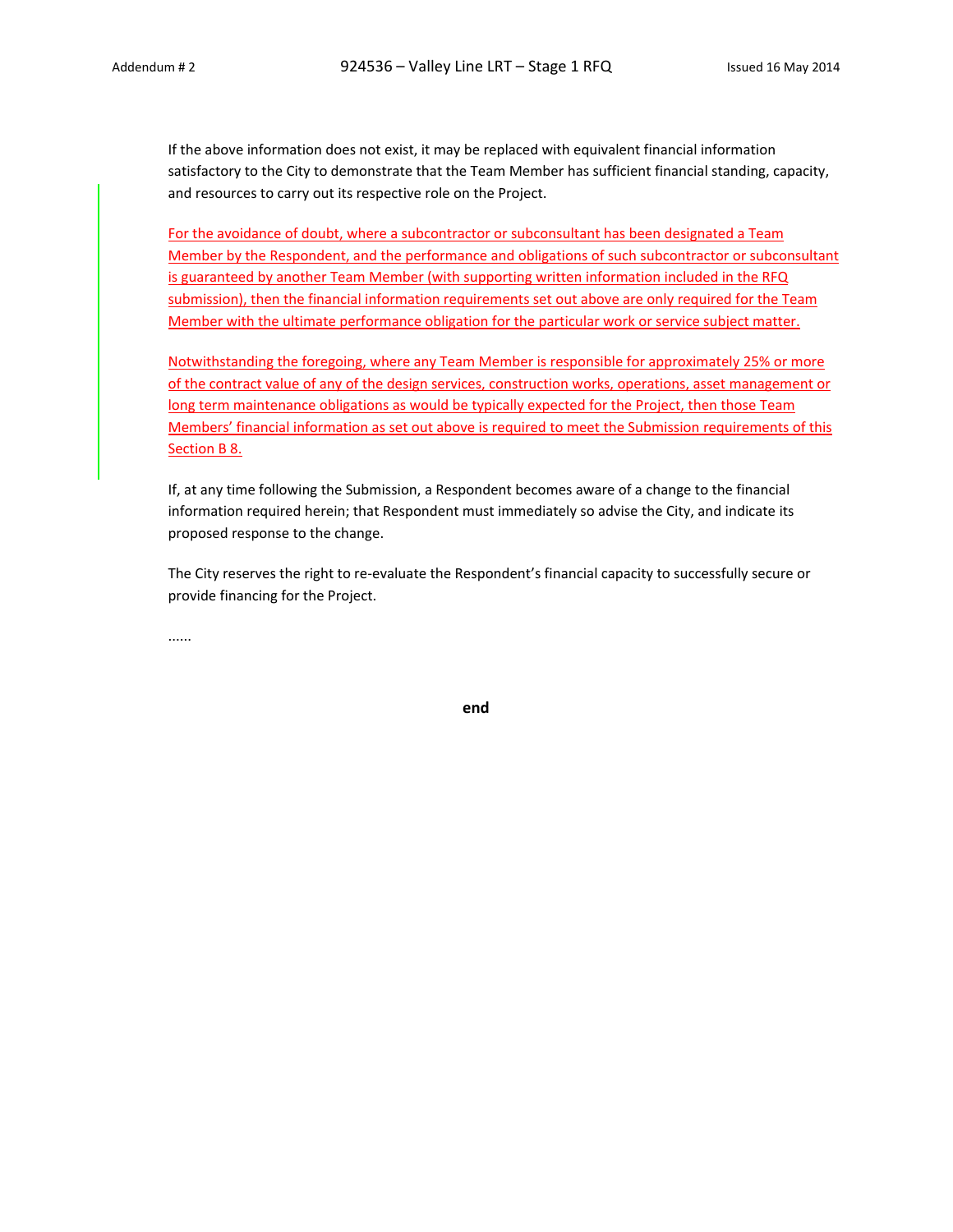If the above information does not exist, it may be replaced with equivalent financial information satisfactory to the City to demonstrate that the Team Member has sufficient financial standing, capacity, and resources to carry out its respective role on the Project.

For the avoidance of doubt, where a subcontractor or subconsultant has been designated a Team Member by the Respondent, and the performance and obligations of such subcontractor or subconsultant is guaranteed by another Team Member (with supporting written information included in the RFQ submission), then the financial information requirements set out above are only required for the Team Member with the ultimate performance obligation for the particular work or service subject matter.

Notwithstanding the foregoing, where any Team Member is responsible for approximately 25% or more of the contract value of any of the design services, construction works, operations, asset management or long term maintenance obligations as would be typically expected for the Project, then those Team Members' financial information as set out above is required to meet the Submission requirements of this Section B 8.

If, at any time following the Submission, a Respondent becomes aware of a change to the financial information required herein; that Respondent must immediately so advise the City, and indicate its proposed response to the change.

The City reserves the right to re-evaluate the Respondent's financial capacity to successfully secure or provide financing for the Project.

......

**end**